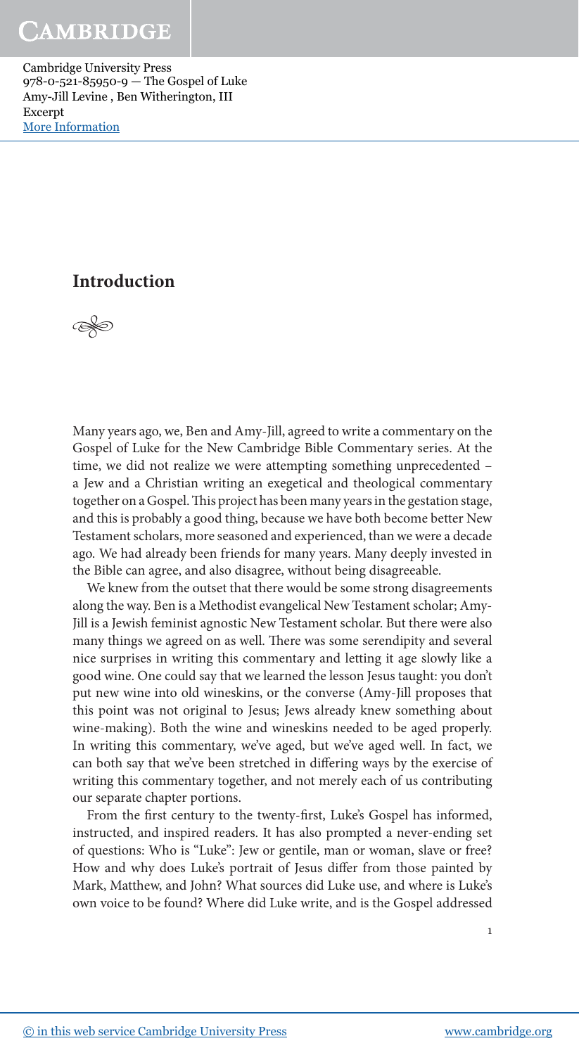## Introduction

Many years ago, we, Ben and Amy-Jill, agreed to write a commentary on the Gospel of Luke for the New Cambridge Bible Commentary series. At the time, we did not realize we were attempting something unprecedented – a Jew and a Christian writing an exegetical and theological commentary together on a Gospel. This project has been many years in the gestation stage, and this is probably a good thing, because we have both become better New Testament scholars, more seasoned and experienced, than we were a decade ago. We had already been friends for many years. Many deeply invested in the Bible can agree, and also disagree, without being disagreeable.

We knew from the outset that there would be some strong disagreements along the way. Ben is a Methodist evangelical New Testament scholar; Amy-Jill is a Jewish feminist agnostic New Testament scholar. But there were also many things we agreed on as well. There was some serendipity and several nice surprises in writing this commentary and letting it age slowly like a good wine. One could say that we learned the lesson Jesus taught: you don't put new wine into old wineskins, or the converse (Amy-Jill proposes that this point was not original to Jesus; Jews already knew something about wine-making). Both the wine and wineskins needed to be aged properly. In writing this commentary, we've aged, but we've aged well. In fact, we can both say that we've been stretched in differing ways by the exercise of writing this commentary together, and not merely each of us contributing our separate chapter portions.

From the first century to the twenty-first, Luke's Gospel has informed, instructed, and inspired readers. It has also prompted a never-ending set of questions: Who is "Luke": Jew or gentile, man or woman, slave or free? How and why does Luke's portrait of Jesus differ from those painted by Mark, Matthew, and John? What sources did Luke use, and where is Luke's own voice to be found? Where did Luke write, and is the Gospel addressed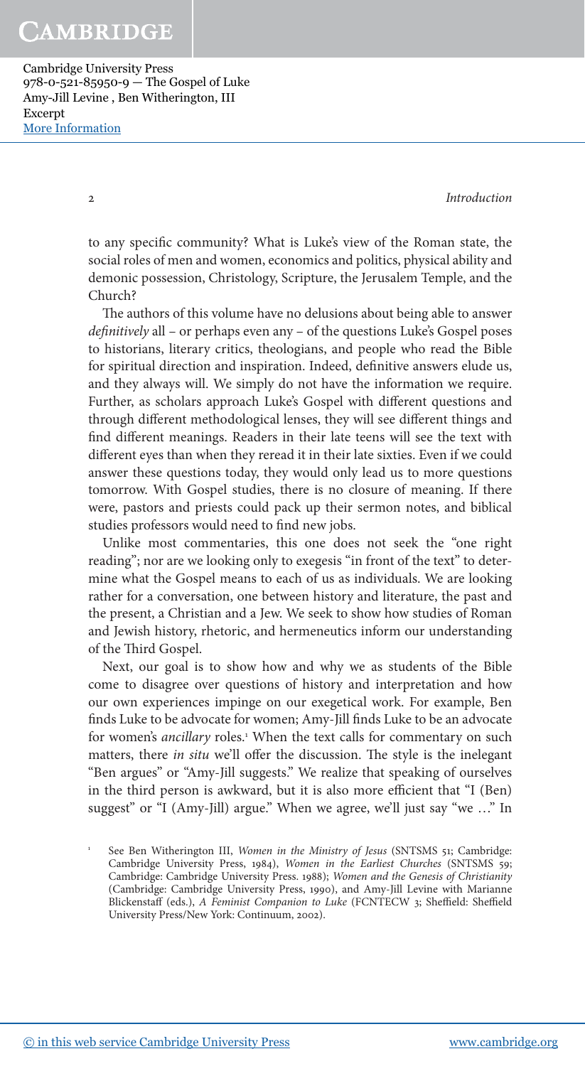to any specific community? What is Luke's view of the Roman state, the social roles of men and women, economics and politics, physical ability and demonic possession, Christology, Scripture, the Jerusalem Temple, and the Church?

The authors of this volume have no delusions about being able to answer *definitively* all – or perhaps even any – of the questions Luke's Gospel poses to historians, literary critics, theologians, and people who read the Bible for spiritual direction and inspiration. Indeed, definitive answers elude us, and they always will. We simply do not have the information we require. Further, as scholars approach Luke's Gospel with different questions and through different methodological lenses, they will see different things and find different meanings. Readers in their late teens will see the text with different eyes than when they reread it in their late sixties. Even if we could answer these questions today, they would only lead us to more questions tomorrow. With Gospel studies, there is no closure of meaning. If there were, pastors and priests could pack up their sermon notes, and biblical studies professors would need to find new jobs.

Unlike most commentaries, this one does not seek the "one right reading"; nor are we looking only to exegesis "in front of the text" to determine what the Gospel means to each of us as individuals. We are looking rather for a conversation, one between history and literature, the past and the present, a Christian and a Jew. We seek to show how studies of Roman and Jewish history, rhetoric, and hermeneutics inform our understanding of the Third Gospel.

Next, our goal is to show how and why we as students of the Bible come to disagree over questions of history and interpretation and how our own experiences impinge on our exegetical work. For example, Ben finds Luke to be advocate for women; Amy-Jill finds Luke to be an advocate for women's *ancillary* roles.[1] When the text calls for commentary on such matters, there *in situ* we'll offer the discussion. The style is the inelegant "Ben argues" or "Amy-Jill suggests." We realize that speaking of ourselves in the third person is awkward, but it is also more efficient that "I (Ben) suggest" or "I (Amy-Jill) argue." When we agree, we'll just say "we …" In

---

[1] See Ben Witherington III, *Women in the Ministry of Jesus* (SNTSMS 51; Cambridge: Cambridge University Press, 1984), *Women in the Earliest Churches* (SNTSMS 59; Cambridge: Cambridge University Press. 1988); *Women and the Genesis of Christianity* (Cambridge: Cambridge University Press, 1990), and Amy-Jill Levine with Marianne Blickenstaff (eds.), *A Feminist Companion to Luke* (FCNTECW 3; Sheffield: Sheffield University Press/New York: Continuum, 2002).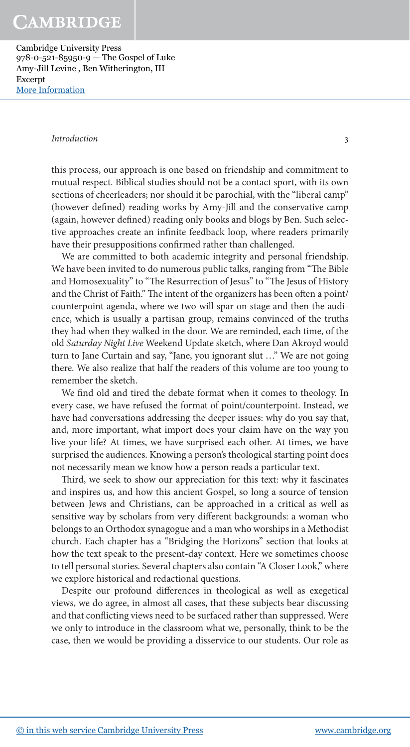this process, our approach is one based on friendship and commitment to mutual respect. Biblical studies should not be a contact sport, with its own sections of cheerleaders; nor should it be parochial, with the "liberal camp" (however defined) reading works by Amy-Jill and the conservative camp (again, however defined) reading only books and blogs by Ben. Such selective approaches create an infinite feedback loop, where readers primarily have their presuppositions confirmed rather than challenged.

We are committed to both academic integrity and personal friendship. We have been invited to do numerous public talks, ranging from "The Bible and Homosexuality" to "The Resurrection of Jesus" to "The Jesus of History and the Christ of Faith." The intent of the organizers has been often a point/counterpoint agenda, where we two will spar on stage and then the audience, which is usually a partisan group, remains convinced of the truths they had when they walked in the door. We are reminded, each time, of the old *Saturday Night Live* Weekend Update sketch, where Dan Akroyd would turn to Jane Curtain and say, "Jane, you ignorant slut …" We are not going there. We also realize that half the readers of this volume are too young to remember the sketch.

We find old and tired the debate format when it comes to theology. In every case, we have refused the format of point/counterpoint. Instead, we have had conversations addressing the deeper issues: why do you say that, and, more important, what import does your claim have on the way you live your life? At times, we have surprised each other. At times, we have surprised the audiences. Knowing a person's theological starting point does not necessarily mean we know how a person reads a particular text.

Third, we seek to show our appreciation for this text: why it fascinates and inspires us, and how this ancient Gospel, so long a source of tension between Jews and Christians, can be approached in a critical as well as sensitive way by scholars from very different backgrounds: a woman who belongs to an Orthodox synagogue and a man who worships in a Methodist church. Each chapter has a "Bridging the Horizons" section that looks at how the text speak to the present-day context. Here we sometimes choose to tell personal stories. Several chapters also contain "A Closer Look," where we explore historical and redactional questions.

Despite our profound differences in theological as well as exegetical views, we do agree, in almost all cases, that these subjects bear discussing and that conflicting views need to be surfaced rather than suppressed. Were we only to introduce in the classroom what we, personally, think to be the case, then we would be providing a disservice to our students. Our role as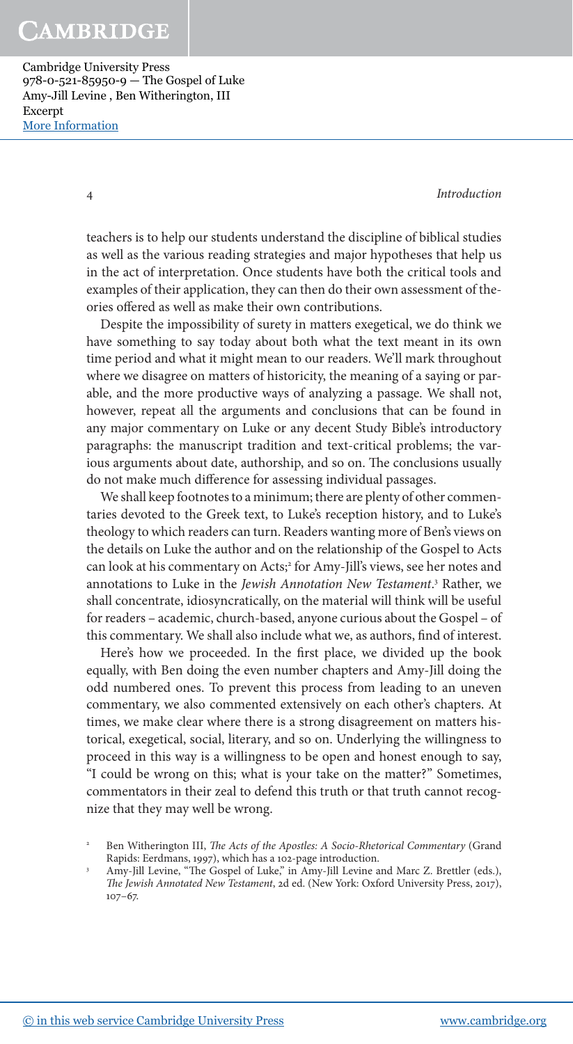teachers is to help our students understand the discipline of biblical studies as well as the various reading strategies and major hypotheses that help us in the act of interpretation. Once students have both the critical tools and examples of their application, they can then do their own assessment of theories offered as well as make their own contributions.

Despite the impossibility of surety in matters exegetical, we do think we have something to say today about both what the text meant in its own time period and what it might mean to our readers. We'll mark throughout where we disagree on matters of historicity, the meaning of a saying or parable, and the more productive ways of analyzing a passage. We shall not, however, repeat all the arguments and conclusions that can be found in any major commentary on Luke or any decent Study Bible's introductory paragraphs: the manuscript tradition and text-critical problems; the various arguments about date, authorship, and so on. The conclusions usually do not make much difference for assessing individual passages.

We shall keep footnotes to a minimum; there are plenty of other commentaries devoted to the Greek text, to Luke's reception history, and to Luke's theology to which readers can turn. Readers wanting more of Ben's views on the details on Luke the author and on the relationship of the Gospel to Acts can look at his commentary on Acts;[2] for Amy-Jill's views, see her notes and annotations to Luke in the *Jewish Annotation New Testament*.[3] Rather, we shall concentrate, idiosyncratically, on the material will think will be useful for readers – academic, church-based, anyone curious about the Gospel – of this commentary. We shall also include what we, as authors, find of interest.

Here's how we proceeded. In the first place, we divided up the book equally, with Ben doing the even number chapters and Amy-Jill doing the odd numbered ones. To prevent this process from leading to an uneven commentary, we also commented extensively on each other's chapters. At times, we make clear where there is a strong disagreement on matters historical, exegetical, social, literary, and so on. Underlying the willingness to proceed in this way is a willingness to be open and honest enough to say, "I could be wrong on this; what is your take on the matter?" Sometimes, commentators in their zeal to defend this truth or that truth cannot recognize that they may well be wrong.

[2] Ben Witherington III, *The Acts of the Apostles: A Socio-Rhetorical Commentary* (Grand Rapids: Eerdmans, 1997), which has a 102-page introduction.

[3] Amy-Jill Levine, "The Gospel of Luke," in Amy-Jill Levine and Marc Z. Brettler (eds.), *The Jewish Annotated New Testament*, 2d ed. (New York: Oxford University Press, 2017), 107–67.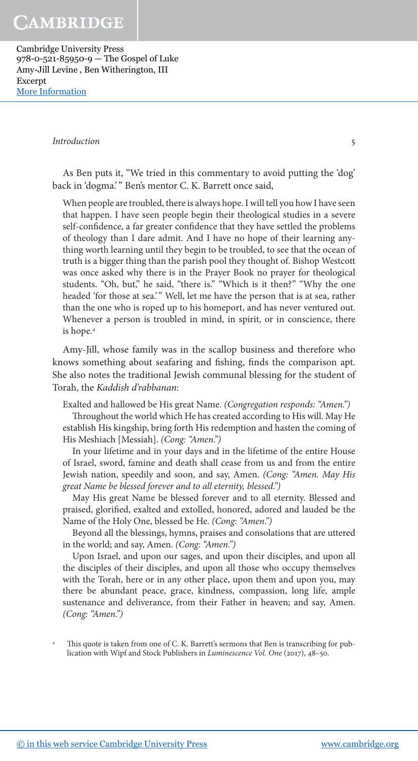As Ben puts it, "We tried in this commentary to avoid putting the 'dog' back in 'dogma.'" Ben's mentor C. K. Barrett once said,

> When people are troubled, there is always hope. I will tell you how I have seen that happen. I have seen people begin their theological studies in a severe self-confidence, a far greater confidence that they have settled the problems of theology than I dare admit. And I have no hope of their learning anything worth learning until they begin to be troubled, to see that the ocean of truth is a bigger thing than the parish pool they thought of. Bishop Westcott was once asked why there is in the Prayer Book no prayer for theological students. "Oh, but," he said, "there is." "Which is it then?" "Why the one headed 'for those at sea.'" Well, let me have the person that is at sea, rather than the one who is roped up to his homeport, and has never ventured out. Whenever a person is troubled in mind, in spirit, or in conscience, there is hope.[4]

Amy-Jill, whose family was in the scallop business and therefore who knows something about seafaring and fishing, finds the comparison apt. She also notes the traditional Jewish communal blessing for the student of Torah, the *Kaddish d'rabbanan*:

> Exalted and hallowed be His great Name. *(Congregation responds: "Amen.")*
>
> Throughout the world which He has created according to His will. May He establish His kingship, bring forth His redemption and hasten the coming of His Meshiach [Messiah]. *(Cong: "Amen.")*
>
> In your lifetime and in your days and in the lifetime of the entire House of Israel, sword, famine and death shall cease from us and from the entire Jewish nation, speedily and soon, and say, Amen. *(Cong: "Amen. May His great Name be blessed forever and to all eternity, blessed.")*
>
> May His great Name be blessed forever and to all eternity. Blessed and praised, glorified, exalted and extolled, honored, adored and lauded be the Name of the Holy One, blessed be He. *(Cong: "Amen.")*
>
> Beyond all the blessings, hymns, praises and consolations that are uttered in the world; and say, Amen. *(Cong: "Amen.")*
>
> Upon Israel, and upon our sages, and upon their disciples, and upon all the disciples of their disciples, and upon all those who occupy themselves with the Torah, here or in any other place, upon them and upon you, may there be abundant peace, grace, kindness, compassion, long life, ample sustenance and deliverance, from their Father in heaven; and say, Amen. *(Cong: "Amen.")*

[4] This quote is taken from one of C. K. Barrett's sermons that Ben is transcribing for publication with Wipf and Stock Publishers in *Luminescence Vol. One* (2017), 48–50.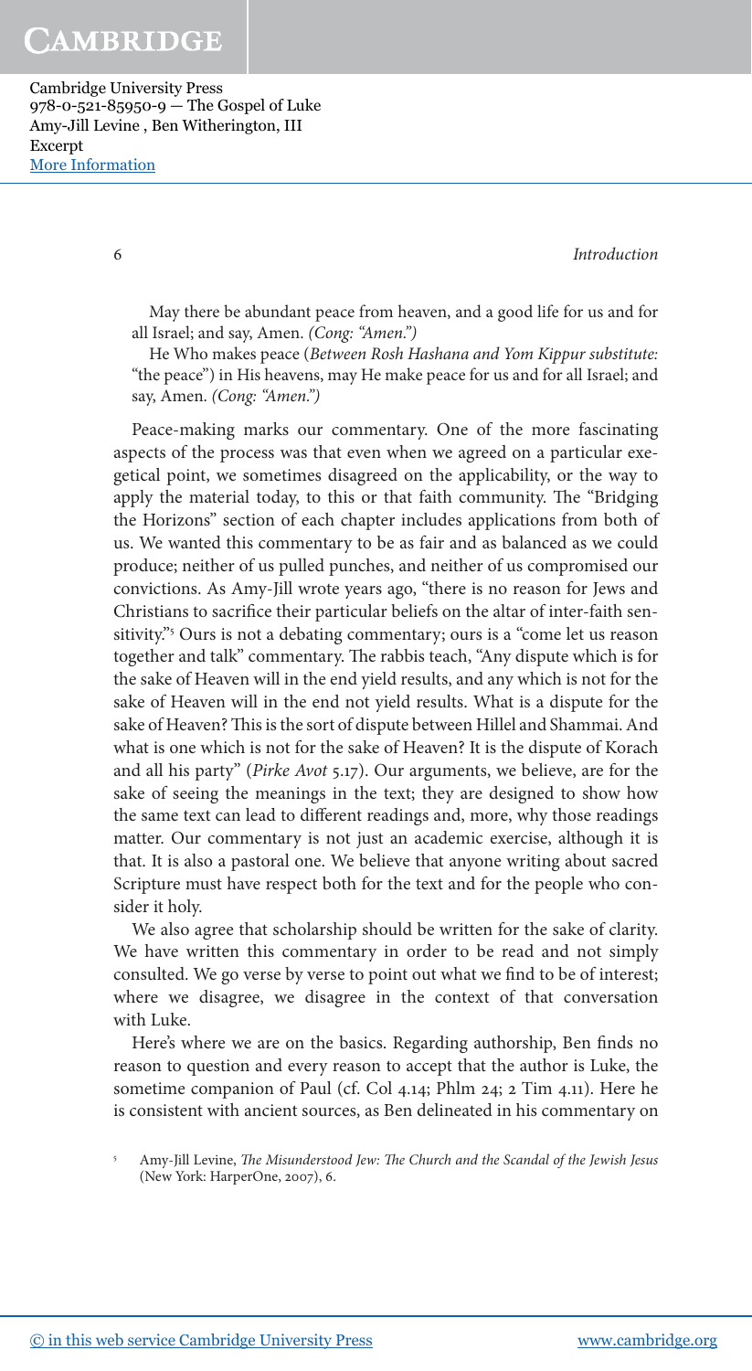May there be abundant peace from heaven, and a good life for us and for all Israel; and say, Amen. *(Cong: "Amen.")*

He Who makes peace (*Between Rosh Hashana and Yom Kippur substitute:* "the peace") in His heavens, may He make peace for us and for all Israel; and say, Amen. *(Cong: "Amen.")*

Peace-making marks our commentary. One of the more fascinating aspects of the process was that even when we agreed on a particular exegetical point, we sometimes disagreed on the applicability, or the way to apply the material today, to this or that faith community. The "Bridging the Horizons" section of each chapter includes applications from both of us. We wanted this commentary to be as fair and as balanced as we could produce; neither of us pulled punches, and neither of us compromised our convictions. As Amy-Jill wrote years ago, "there is no reason for Jews and Christians to sacrifice their particular beliefs on the altar of inter-faith sensitivity."[5] Ours is not a debating commentary; ours is a "come let us reason together and talk" commentary. The rabbis teach, "Any dispute which is for the sake of Heaven will in the end yield results, and any which is not for the sake of Heaven will in the end not yield results. What is a dispute for the sake of Heaven? This is the sort of dispute between Hillel and Shammai. And what is one which is not for the sake of Heaven? It is the dispute of Korach and all his party" (*Pirke Avot* 5.17). Our arguments, we believe, are for the sake of seeing the meanings in the text; they are designed to show how the same text can lead to different readings and, more, why those readings matter. Our commentary is not just an academic exercise, although it is that. It is also a pastoral one. We believe that anyone writing about sacred Scripture must have respect both for the text and for the people who consider it holy.

We also agree that scholarship should be written for the sake of clarity. We have written this commentary in order to be read and not simply consulted. We go verse by verse to point out what we find to be of interest; where we disagree, we disagree in the context of that conversation with Luke.

Here's where we are on the basics. Regarding authorship, Ben finds no reason to question and every reason to accept that the author is Luke, the sometime companion of Paul (cf. Col 4.14; Phlm 24; 2 Tim 4.11). Here he is consistent with ancient sources, as Ben delineated in his commentary on

[5] Amy-Jill Levine, *The Misunderstood Jew: The Church and the Scandal of the Jewish Jesus* (New York: HarperOne, 2007), 6.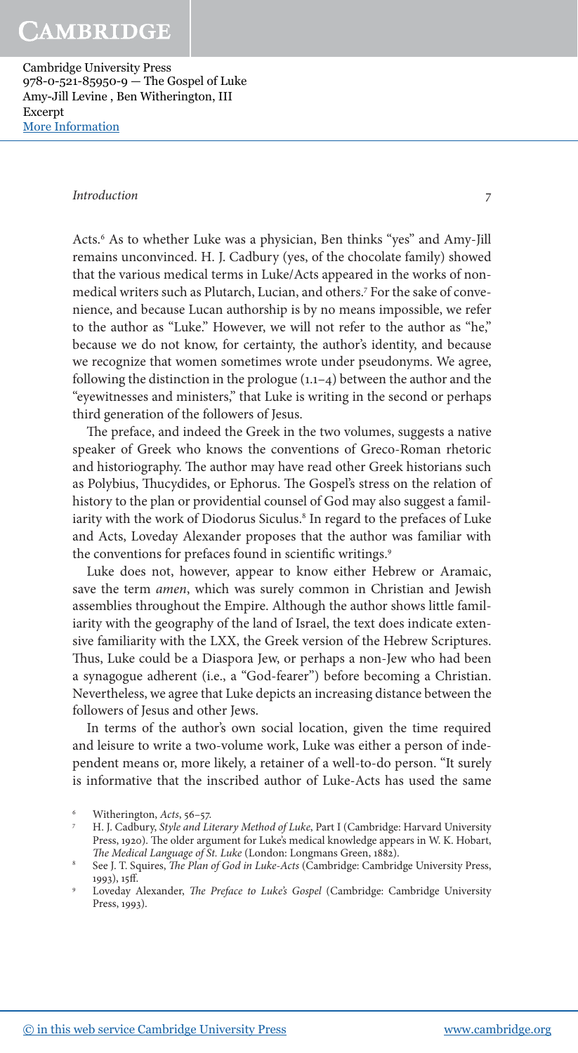Acts.[6] As to whether Luke was a physician, Ben thinks "yes" and Amy-Jill remains unconvinced. H. J. Cadbury (yes, of the chocolate family) showed that the various medical terms in Luke/Acts appeared in the works of non-medical writers such as Plutarch, Lucian, and others.[7] For the sake of convenience, and because Lucan authorship is by no means impossible, we refer to the author as "Luke." However, we will not refer to the author as "he," because we do not know, for certainty, the author's identity, and because we recognize that women sometimes wrote under pseudonyms. We agree, following the distinction in the prologue (1.1–4) between the author and the "eyewitnesses and ministers," that Luke is writing in the second or perhaps third generation of the followers of Jesus.

The preface, and indeed the Greek in the two volumes, suggests a native speaker of Greek who knows the conventions of Greco-Roman rhetoric and historiography. The author may have read other Greek historians such as Polybius, Thucydides, or Ephorus. The Gospel's stress on the relation of history to the plan or providential counsel of God may also suggest a familiarity with the work of Diodorus Siculus.[8] In regard to the prefaces of Luke and Acts, Loveday Alexander proposes that the author was familiar with the conventions for prefaces found in scientific writings.[9]

Luke does not, however, appear to know either Hebrew or Aramaic, save the term *amen*, which was surely common in Christian and Jewish assemblies throughout the Empire. Although the author shows little familiarity with the geography of the land of Israel, the text does indicate extensive familiarity with the LXX, the Greek version of the Hebrew Scriptures. Thus, Luke could be a Diaspora Jew, or perhaps a non-Jew who had been a synagogue adherent (i.e., a "God-fearer") before becoming a Christian. Nevertheless, we agree that Luke depicts an increasing distance between the followers of Jesus and other Jews.

In terms of the author's own social location, given the time required and leisure to write a two-volume work, Luke was either a person of independent means or, more likely, a retainer of a well-to-do person. "It surely is informative that the inscribed author of Luke-Acts has used the same

---

[6] Witherington, *Acts*, 56–57.

[7] H. J. Cadbury, *Style and Literary Method of Luke*, Part I (Cambridge: Harvard University Press, 1920). The older argument for Luke's medical knowledge appears in W. K. Hobart, *The Medical Language of St. Luke* (London: Longmans Green, 1882).

[8] See J. T. Squires, *The Plan of God in Luke-Acts* (Cambridge: Cambridge University Press, 1993), 15ff.

[9] Loveday Alexander, *The Preface to Luke's Gospel* (Cambridge: Cambridge University Press, 1993).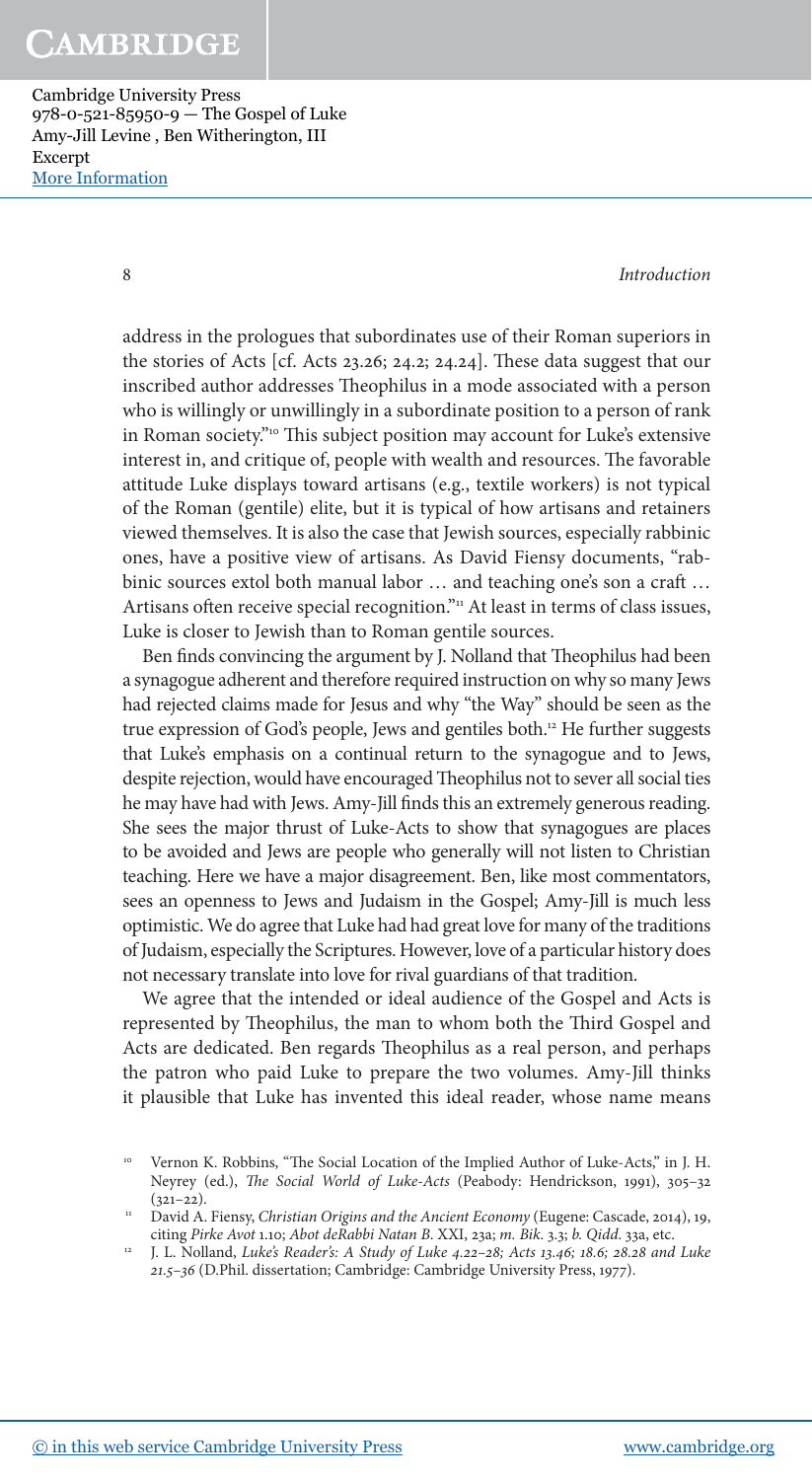address in the prologues that subordinates use of their Roman superiors in the stories of Acts [cf. Acts 23.26; 24.2; 24.24]. These data suggest that our inscribed author addresses Theophilus in a mode associated with a person who is willingly or unwillingly in a subordinate position to a person of rank in Roman society."[10] This subject position may account for Luke's extensive interest in, and critique of, people with wealth and resources. The favorable attitude Luke displays toward artisans (e.g., textile workers) is not typical of the Roman (gentile) elite, but it is typical of how artisans and retainers viewed themselves. It is also the case that Jewish sources, especially rabbinic ones, have a positive view of artisans. As David Fiensy documents, "rabbinic sources extol both manual labor … and teaching one's son a craft … Artisans often receive special recognition."[11] At least in terms of class issues, Luke is closer to Jewish than to Roman gentile sources.

Ben finds convincing the argument by J. Nolland that Theophilus had been a synagogue adherent and therefore required instruction on why so many Jews had rejected claims made for Jesus and why "the Way" should be seen as the true expression of God's people, Jews and gentiles both.[12] He further suggests that Luke's emphasis on a continual return to the synagogue and to Jews, despite rejection, would have encouraged Theophilus not to sever all social ties he may have had with Jews. Amy-Jill finds this an extremely generous reading. She sees the major thrust of Luke-Acts to show that synagogues are places to be avoided and Jews are people who generally will not listen to Christian teaching. Here we have a major disagreement. Ben, like most commentators, sees an openness to Jews and Judaism in the Gospel; Amy-Jill is much less optimistic. We do agree that Luke had had great love for many of the traditions of Judaism, especially the Scriptures. However, love of a particular history does not necessary translate into love for rival guardians of that tradition.

We agree that the intended or ideal audience of the Gospel and Acts is represented by Theophilus, the man to whom both the Third Gospel and Acts are dedicated. Ben regards Theophilus as a real person, and perhaps the patron who paid Luke to prepare the two volumes. Amy-Jill thinks it plausible that Luke has invented this ideal reader, whose name means

[10] Vernon K. Robbins, "The Social Location of the Implied Author of Luke-Acts," in J. H. Neyrey (ed.), *The Social World of Luke-Acts* (Peabody: Hendrickson, 1991), 305–32 (321–22).

[11] David A. Fiensy, *Christian Origins and the Ancient Economy* (Eugene: Cascade, 2014), 19, citing *Pirke Avot* 1.10; *Abot deRabbi Natan B*. XXI, 23a; *m. Bik*. 3.3; *b. Qidd*. 33a, etc.

[12] J. L. Nolland, *Luke's Reader's: A Study of Luke 4.22–28; Acts 13.46; 18.6; 28.28 and Luke 21.5–36* (D.Phil. dissertation; Cambridge: Cambridge University Press, 1977).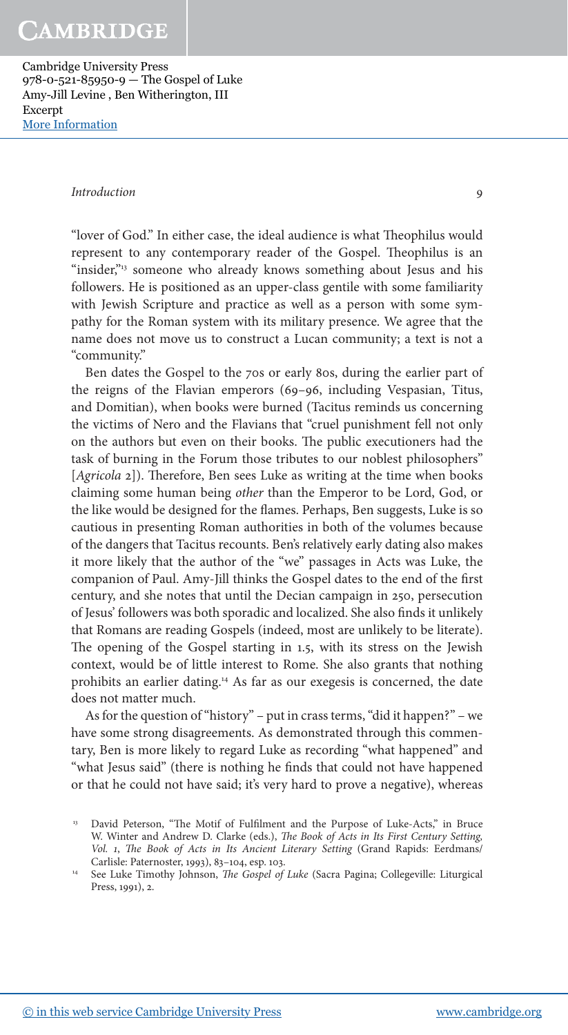"lover of God." In either case, the ideal audience is what Theophilus would represent to any contemporary reader of the Gospel. Theophilus is an "insider,"[13] someone who already knows something about Jesus and his followers. He is positioned as an upper-class gentile with some familiarity with Jewish Scripture and practice as well as a person with some sympathy for the Roman system with its military presence. We agree that the name does not move us to construct a Lucan community; a text is not a "community."

Ben dates the Gospel to the 70s or early 80s, during the earlier part of the reigns of the Flavian emperors (69–96, including Vespasian, Titus, and Domitian), when books were burned (Tacitus reminds us concerning the victims of Nero and the Flavians that "cruel punishment fell not only on the authors but even on their books. The public executioners had the task of burning in the Forum those tributes to our noblest philosophers" [*Agricola* 2]). Therefore, Ben sees Luke as writing at the time when books claiming some human being *other* than the Emperor to be Lord, God, or the like would be designed for the flames. Perhaps, Ben suggests, Luke is so cautious in presenting Roman authorities in both of the volumes because of the dangers that Tacitus recounts. Ben's relatively early dating also makes it more likely that the author of the "we" passages in Acts was Luke, the companion of Paul. Amy-Jill thinks the Gospel dates to the end of the first century, and she notes that until the Decian campaign in 250, persecution of Jesus' followers was both sporadic and localized. She also finds it unlikely that Romans are reading Gospels (indeed, most are unlikely to be literate). The opening of the Gospel starting in 1.5, with its stress on the Jewish context, would be of little interest to Rome. She also grants that nothing prohibits an earlier dating.[14] As far as our exegesis is concerned, the date does not matter much.

As for the question of "history" – put in crass terms, "did it happen?" – we have some strong disagreements. As demonstrated through this commentary, Ben is more likely to regard Luke as recording "what happened" and "what Jesus said" (there is nothing he finds that could not have happened or that he could not have said; it's very hard to prove a negative), whereas

[13] David Peterson, "The Motif of Fulfilment and the Purpose of Luke-Acts," in Bruce W. Winter and Andrew D. Clarke (eds.), *The Book of Acts in Its First Century Setting, Vol. 1, The Book of Acts in Its Ancient Literary Setting* (Grand Rapids: Eerdmans/Carlisle: Paternoster, 1993), 83–104, esp. 103.

[14] See Luke Timothy Johnson, *The Gospel of Luke* (Sacra Pagina; Collegeville: Liturgical Press, 1991), 2.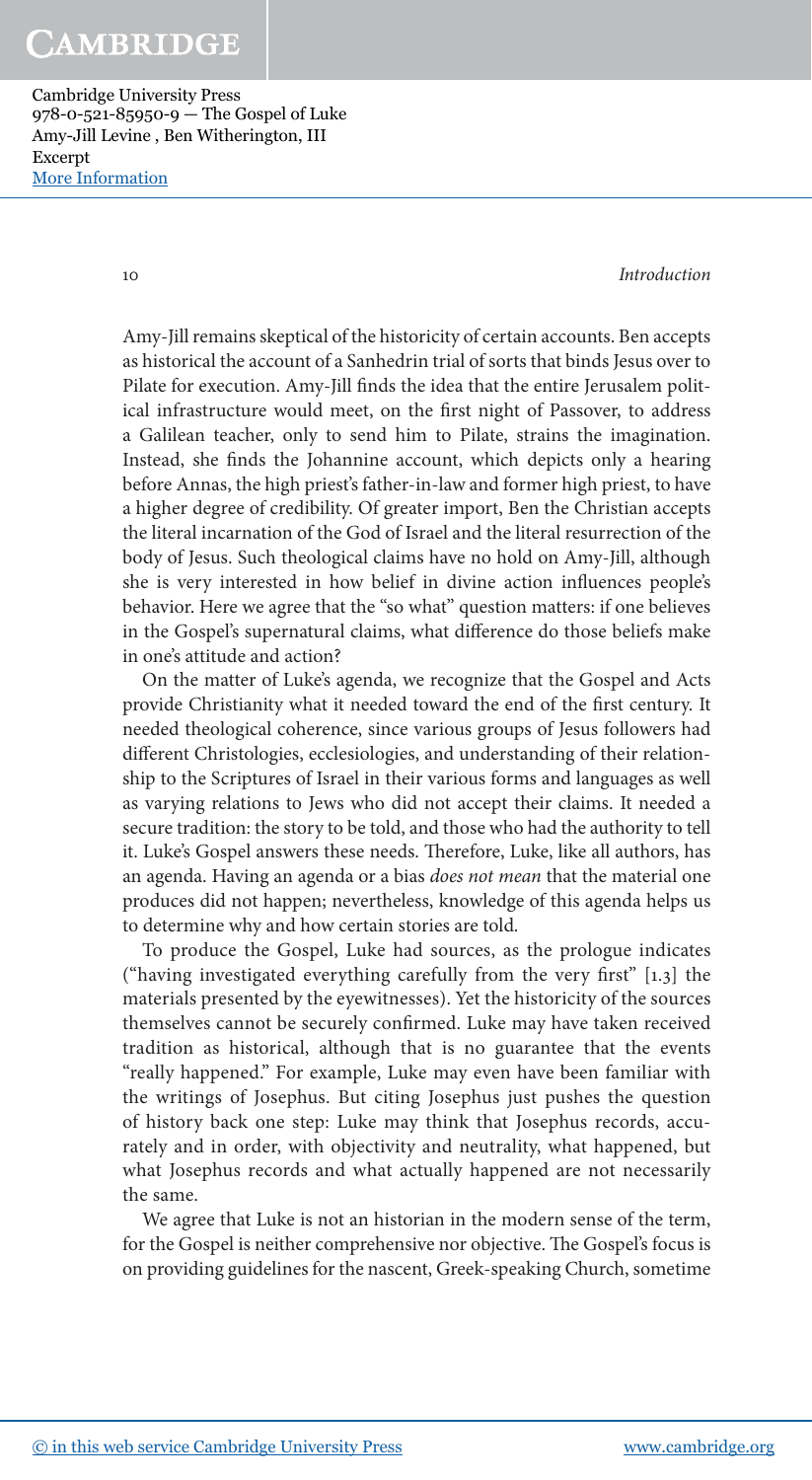Amy-Jill remains skeptical of the historicity of certain accounts. Ben accepts as historical the account of a Sanhedrin trial of sorts that binds Jesus over to Pilate for execution. Amy-Jill finds the idea that the entire Jerusalem political infrastructure would meet, on the first night of Passover, to address a Galilean teacher, only to send him to Pilate, strains the imagination. Instead, she finds the Johannine account, which depicts only a hearing before Annas, the high priest's father-in-law and former high priest, to have a higher degree of credibility. Of greater import, Ben the Christian accepts the literal incarnation of the God of Israel and the literal resurrection of the body of Jesus. Such theological claims have no hold on Amy-Jill, although she is very interested in how belief in divine action influences people's behavior. Here we agree that the "so what" question matters: if one believes in the Gospel's supernatural claims, what difference do those beliefs make in one's attitude and action?

On the matter of Luke's agenda, we recognize that the Gospel and Acts provide Christianity what it needed toward the end of the first century. It needed theological coherence, since various groups of Jesus followers had different Christologies, ecclesiologies, and understanding of their relationship to the Scriptures of Israel in their various forms and languages as well as varying relations to Jews who did not accept their claims. It needed a secure tradition: the story to be told, and those who had the authority to tell it. Luke's Gospel answers these needs. Therefore, Luke, like all authors, has an agenda. Having an agenda or a bias *does not mean* that the material one produces did not happen; nevertheless, knowledge of this agenda helps us to determine why and how certain stories are told.

To produce the Gospel, Luke had sources, as the prologue indicates ("having investigated everything carefully from the very first" [1.3] the materials presented by the eyewitnesses). Yet the historicity of the sources themselves cannot be securely confirmed. Luke may have taken received tradition as historical, although that is no guarantee that the events "really happened." For example, Luke may even have been familiar with the writings of Josephus. But citing Josephus just pushes the question of history back one step: Luke may think that Josephus records, accurately and in order, with objectivity and neutrality, what happened, but what Josephus records and what actually happened are not necessarily the same.

We agree that Luke is not an historian in the modern sense of the term, for the Gospel is neither comprehensive nor objective. The Gospel's focus is on providing guidelines for the nascent, Greek-speaking Church, sometime